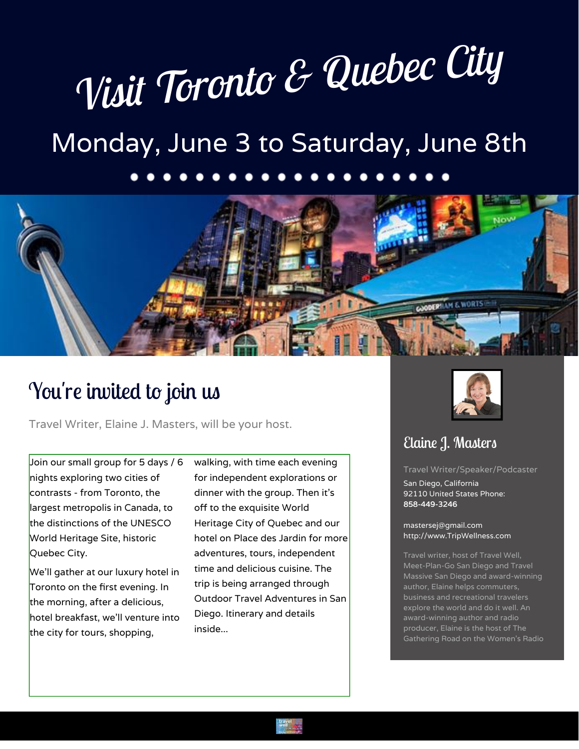# Visit Toronto & Quebec City

## Monday, June 3 to Saturday, June 8th

## You're invited to join us

Travel Writer, Elaine J. Masters, will be your host.

Join our small group for 5 days / 6 nights exploring two cities of contrasts - from Toronto, the largest metropolis in Canada, to the distinctions of the UNESCO World Heritage Site, historic Quebec City.

We'll gather at our luxury hotel in Toronto on the first evening. In the morning, after a delicious, hotel breakfast, we'll venture into the city for tours, shopping, walking, with time each evening for independent explorations or dinner with the group. Then it's off to the exquisite World Heritage City of Quebec and our hotel on Place des Jardin for more adventures, tours, independent time and delicious cuisine. The trip is being arranged through Outdoor Travel Adventures in San Diego. Itinerary and details inside...

### Elaine J. Masters

Travel Writer/Speaker/Podcaster

San Diego, California
92110 United States Phone:
858-449-3246

mastersej@gmail.com
http://www.TripWellness.com

Travel writer, host of Travel Well, Meet-Plan-Go San Diego and Travel Massive San Diego and award-winning author, Elaine helps commuters, business and recreational travelers explore the world and do it well. An award-winning author and radio producer, Elaine is the host of The Gathering Road on the Women's Radio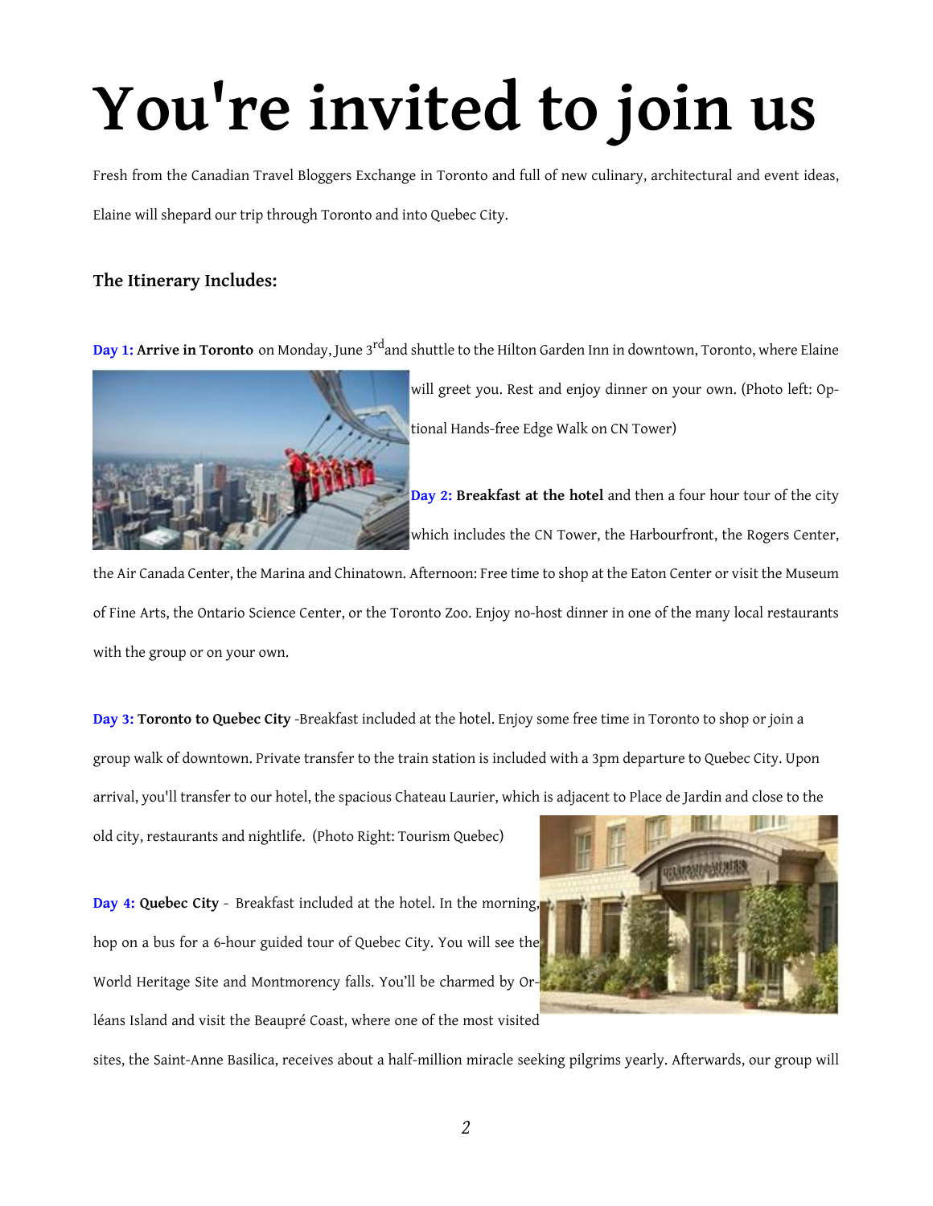# You're invited to join us

Fresh from the Canadian Travel Bloggers Exchange in Toronto and full of new culinary, architectural and event ideas, Elaine will shepard our trip through Toronto and into Quebec City.

### The Itinerary Includes:

**Day 1: Arrive in Toronto** on Monday, June 3rd and shuttle to the Hilton Garden Inn in downtown, Toronto, where Elaine will greet you. Rest and enjoy dinner on your own. (Photo left: Optional Hands-free Edge Walk on CN Tower)

**Day 2: Breakfast at the hotel** and then a four hour tour of the city which includes the CN Tower, the Harbourfront, the Rogers Center, the Air Canada Center, the Marina and Chinatown. Afternoon: Free time to shop at the Eaton Center or visit the Museum of Fine Arts, the Ontario Science Center, or the Toronto Zoo. Enjoy no-host dinner in one of the many local restaurants with the group or on your own.

**Day 3: Toronto to Quebec City** -Breakfast included at the hotel. Enjoy some free time in Toronto to shop or join a group walk of downtown. Private transfer to the train station is included with a 3pm departure to Quebec City. Upon arrival, you'll transfer to our hotel, the spacious Chateau Laurier, which is adjacent to Place de Jardin and close to the old city, restaurants and nightlife. (Photo Right: Tourism Quebec)

**Day 4: Quebec City** - Breakfast included at the hotel. In the morning, hop on a bus for a 6-hour guided tour of Quebec City. You will see the World Heritage Site and Montmorency falls. You'll be charmed by Orléans Island and visit the Beaupré Coast, where one of the most visited sites, the Saint-Anne Basilica, receives about a half-million miracle seeking pilgrims yearly. Afterwards, our group will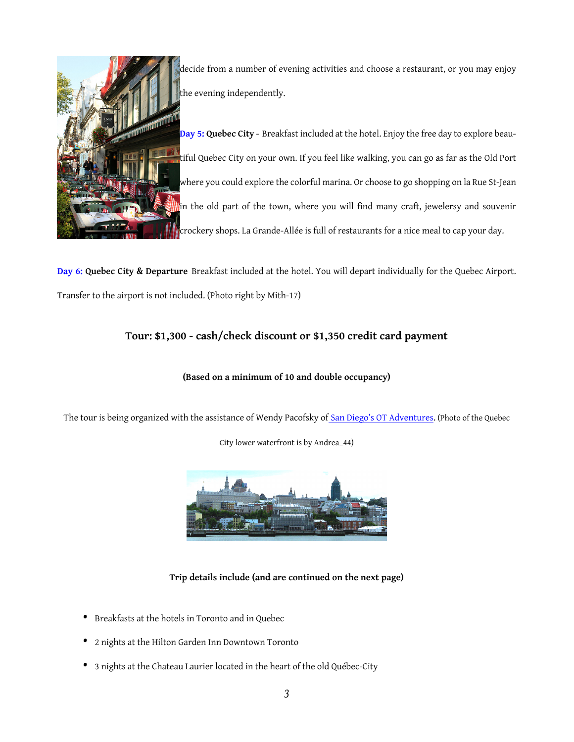decide from a number of evening activities and choose a restaurant, or you may enjoy the evening independently.

**Day 5: Quebec City** - Breakfast included at the hotel. Enjoy the free day to explore beautiful Quebec City on your own. If you feel like walking, you can go as far as the Old Port where you could explore the colorful marina. Or choose to go shopping on la Rue St-Jean in the old part of the town, where you will find many craft, jewelersy and souvenir crockery shops. La Grande-Allée is full of restaurants for a nice meal to cap your day.

**Day 6: Quebec City & Departure** Breakfast included at the hotel. You will depart individually for the Quebec Airport. Transfer to the airport is not included. (Photo right by Mith-17)

### Tour: $1,300 - cash/check discount or $1,350 credit card payment

**(Based on a minimum of 10 and double occupancy)**

The tour is being organized with the assistance of Wendy Pacofsky of San Diego's OT Adventures. (Photo of the Quebec City lower waterfront is by Andrea_44)

**Trip details include (and are continued on the next page)**

- Breakfasts at the hotels in Toronto and in Quebec
- 2 nights at the Hilton Garden Inn Downtown Toronto
- 3 nights at the Chateau Laurier located in the heart of the old Québec-City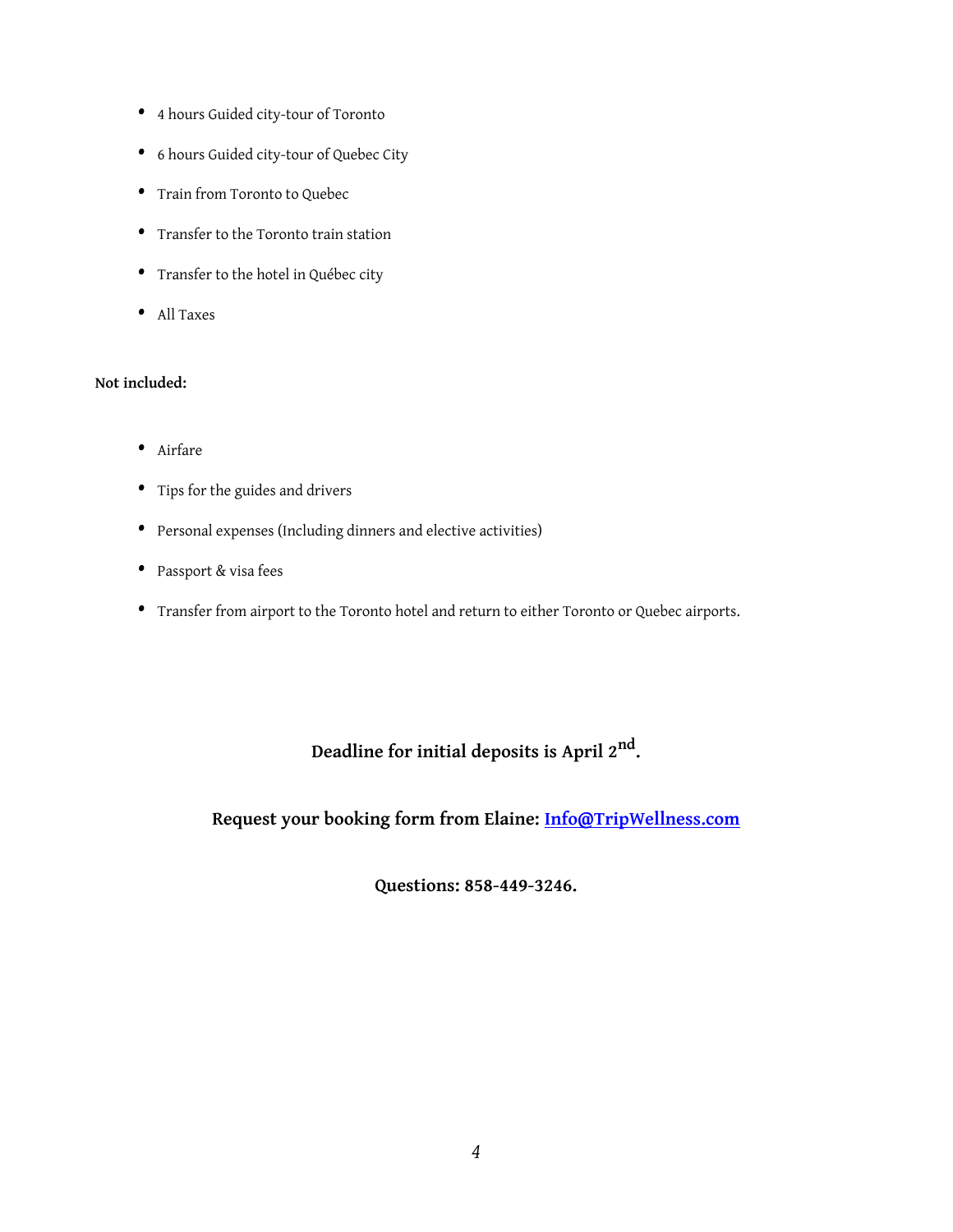- 4 hours Guided city-tour of Toronto
- 6 hours Guided city-tour of Quebec City
- Train from Toronto to Quebec
- Transfer to the Toronto train station
- Transfer to the hotel in Québec city
- All Taxes

**Not included:**

- Airfare
- Tips for the guides and drivers
- Personal expenses (Including dinners and elective activities)
- Passport & visa fees
- Transfer from airport to the Toronto hotel and return to either Toronto or Quebec airports.

**Deadline for initial deposits is April 2nd.**

**Request your booking form from Elaine: Info@TripWellness.com**

**Questions: 858-449-3246.**